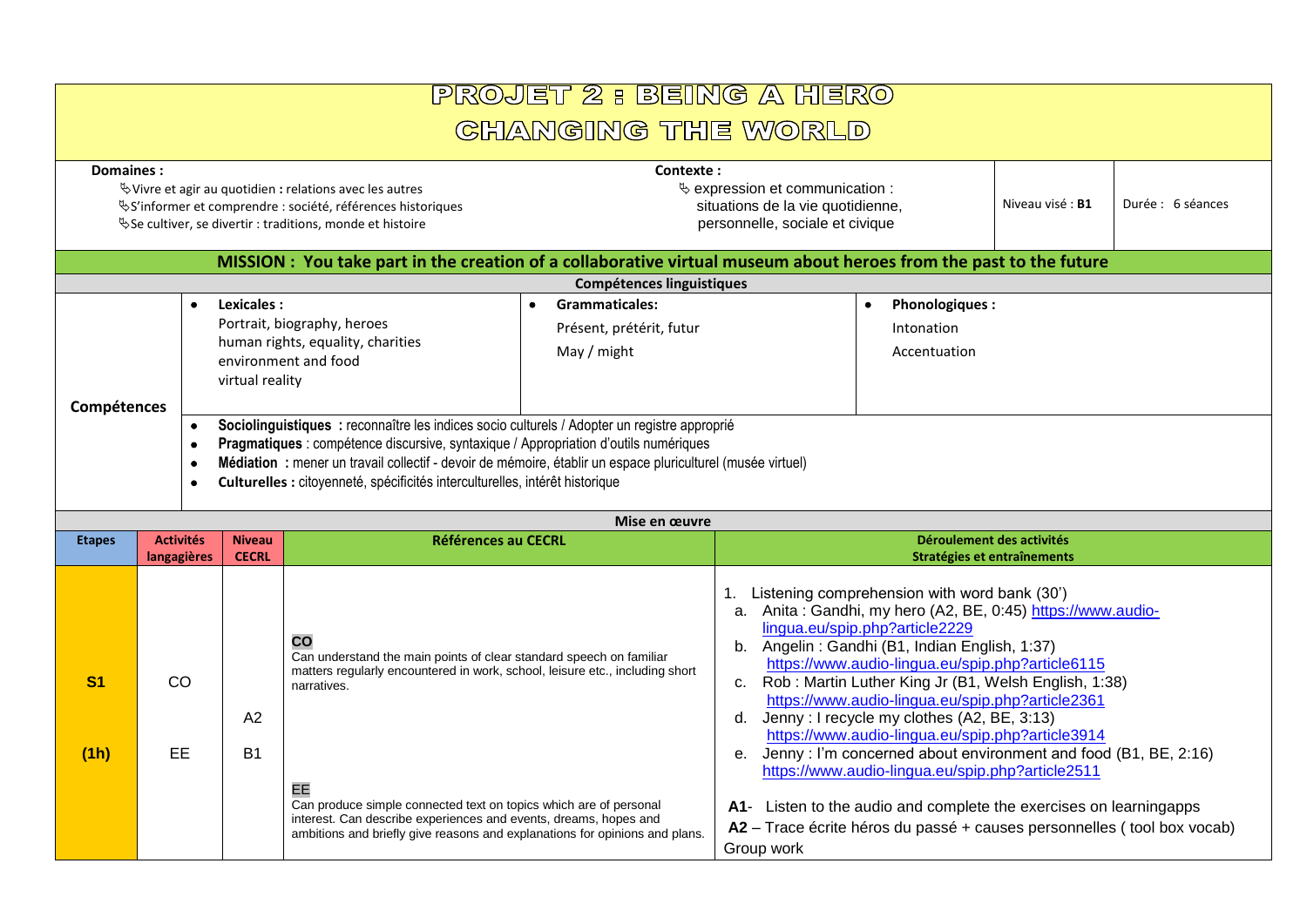# PROJET 2 : BEING A HERO

# CHANGING THE WORLD

| **Domaines :** | **Contexte :** | Niveau visé : **B1** | Durée : 6 séances |
|---|---|---|---|
| ↳Vivre et agir au quotidien **:** relations avec les autres<br>↳S'informer et comprendre : société, références historiques<br>↳Se cultiver, se divertir : traditions, monde et histoire | ↳ expression et communication : situations de la vie quotidienne, personnelle, sociale et civique | | |

**MISSION : You take part in the creation of a collaborative virtual museum about heroes from the past to the future**

**Compétences linguistiques**

| **Compétences** | | | |
|---|---|---|---|
| | • **Lexicales :**<br>Portrait, biography, heroes<br>human rights, equality, charities<br>environment and food<br>virtual reality | • **Grammaticales:**<br>Présent, prétérit, futur<br>May / might | • **Phonologiques :**<br>Intonation<br>Accentuation |
| | • **Sociolinguistiques :** reconnaître les indices socio culturels / Adopter un registre approprié<br>• **Pragmatiques** : compétence discursive, syntaxique / Appropriation d'outils numériques<br>• **Médiation :** mener un travail collectif - devoir de mémoire, établir un espace pluriculturel (musée virtuel)<br>• **Culturelles :** citoyenneté, spécificités interculturelles, intérêt historique | | |

**Mise en œuvre**

| **Etapes** | **Activités langagières** | **Niveau CECRL** | **Références au CECRL** | **Déroulement des activités**<br>**Stratégies et entraînements** |
|---|---|---|---|---|
| **S1**<br><br>**(1h)** | CO<br><br>EE | A2<br><br>B1 | **CO**<br>Can understand the main points of clear standard speech on familiar matters regularly encountered in work, school, leisure etc., including short narratives.<br><br>**EE**<br>Can produce simple connected text on topics which are of personal interest. Can describe experiences and events, dreams, hopes and ambitions and briefly give reasons and explanations for opinions and plans. | 1. Listening comprehension with word bank (30')<br>a. Anita : Gandhi, my hero (A2, BE, 0:45) https://www.audio-lingua.eu/spip.php?article2229<br>b. Angelin : Gandhi (B1, Indian English, 1:37) https://www.audio-lingua.eu/spip.php?article6115<br>c. Rob : Martin Luther King Jr (B1, Welsh English, 1:38) https://www.audio-lingua.eu/spip.php?article2361<br>d. Jenny : I recycle my clothes (A2, BE, 3:13) https://www.audio-lingua.eu/spip.php?article3914<br>e. Jenny : I'm concerned about environment and food (B1, BE, 2:16) https://www.audio-lingua.eu/spip.php?article2511<br><br>**A1**- Listen to the audio and complete the exercises on learningapps<br>**A2** – Trace écrite héros du passé + causes personnelles ( tool box vocab)<br>Group work |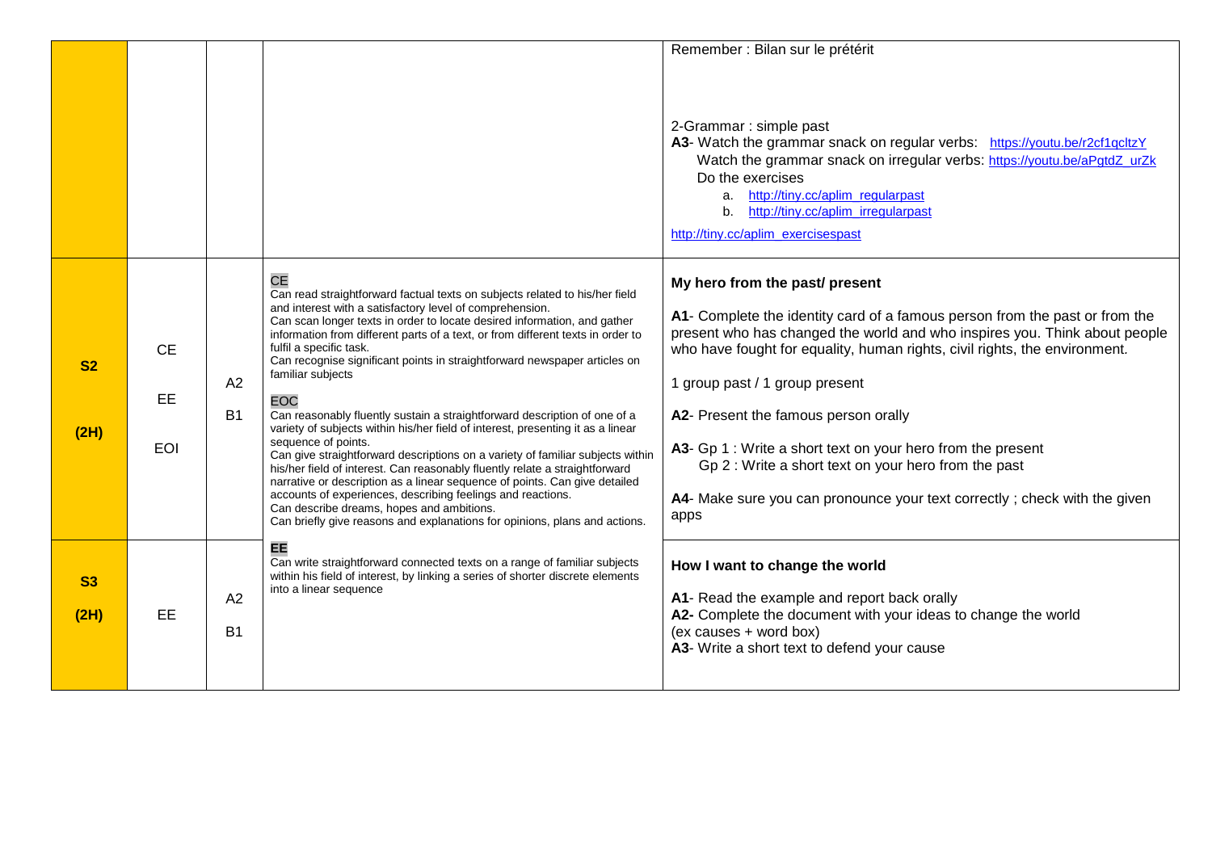| | | | | |
|---|---|---|---|---|
| | | | | Remember : Bilan sur le prétérit<br><br>2-Grammar : simple past<br>**A3**- Watch the grammar snack on regular verbs: https://youtu.be/r2cf1qcltzY<br>Watch the grammar snack on irregular verbs: https://youtu.be/aPgtdZ_urZk<br>Do the exercises<br>a. http://tiny.cc/aplim_regularpast<br>b. http://tiny.cc/aplim_irregularpast<br>http://tiny.cc/aplim_exercisespast |
| **S2**<br>**(2H)** | CE<br>EE<br>EOI | A2<br>B1 | CE<br>Can read straightforward factual texts on subjects related to his/her field and interest with a satisfactory level of comprehension.<br>Can scan longer texts in order to locate desired information, and gather information from different parts of a text, or from different texts in order to fulfil a specific task.<br>Can recognise significant points in straightforward newspaper articles on familiar subjects<br>EOC<br>Can reasonably fluently sustain a straightforward description of one of a variety of subjects within his/her field of interest, presenting it as a linear sequence of points.<br>Can give straightforward descriptions on a variety of familiar subjects within his/her field of interest. Can reasonably fluently relate a straightforward narrative or description as a linear sequence of points. Can give detailed accounts of experiences, describing feelings and reactions.<br>Can describe dreams, hopes and ambitions.<br>Can briefly give reasons and explanations for opinions, plans and actions. | **My hero from the past/ present**<br><br>**A1**- Complete the identity card of a famous person from the past or from the present who has changed the world and who inspires you. Think about people who have fought for equality, human rights, civil rights, the environment.<br><br>1 group past / 1 group present<br><br>**A2**- Present the famous person orally<br><br>**A3**- Gp 1 : Write a short text on your hero from the present<br>Gp 2 : Write a short text on your hero from the past<br><br>**A4**- Make sure you can pronounce your text correctly ; check with the given apps |
| **S3**<br>**(2H)** | EE | A2<br>B1 | **EE**<br>Can write straightforward connected texts on a range of familiar subjects within his field of interest, by linking a series of shorter discrete elements into a linear sequence | **How I want to change the world**<br><br>**A1**- Read the example and report back orally<br>**A2-** Complete the document with your ideas to change the world (ex causes + word box)<br>**A3**- Write a short text to defend your cause |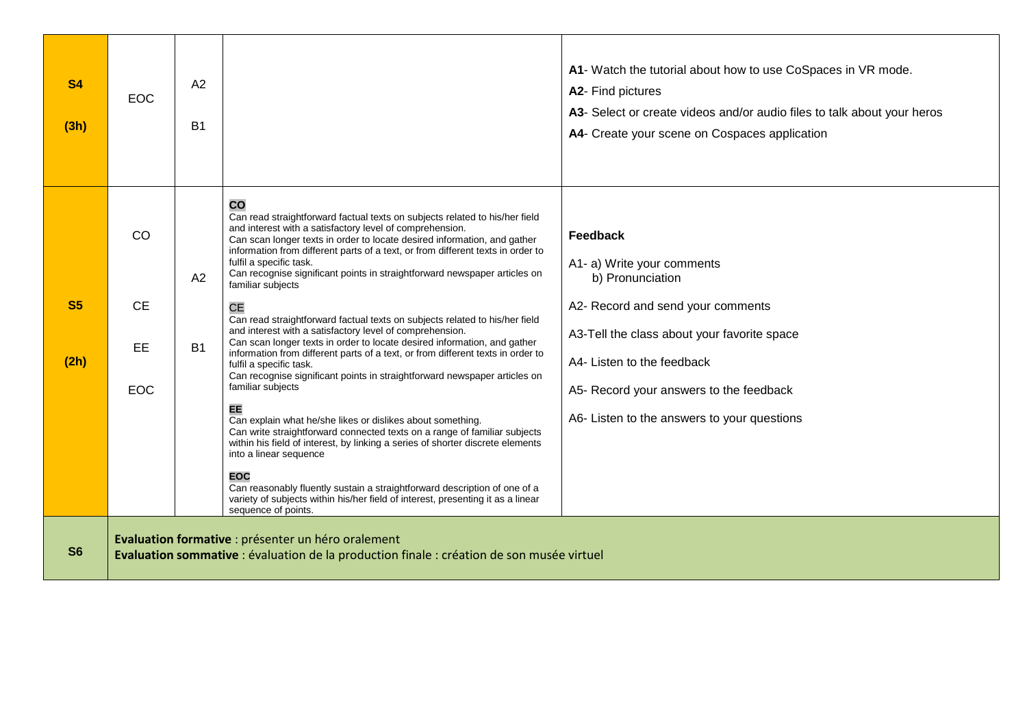| | | | | |
|---|---|---|---|---|
| **S4**<br><br>**(3h)** | EOC | A2<br><br>B1 | | **A1**- Watch the tutorial about how to use CoSpaces in VR mode.<br>**A2**- Find pictures<br>**A3**- Select or create videos and/or audio files to talk about your heros<br>**A4**- Create your scene on Cospaces application |
| **S5**<br><br>**(2h)** | CO<br><br>CE<br><br>EE<br><br>EOC | A2<br><br>B1 | **CO**<br>Can read straightforward factual texts on subjects related to his/her field and interest with a satisfactory level of comprehension.<br>Can scan longer texts in order to locate desired information, and gather information from different parts of a text, or from different texts in order to fulfil a specific task.<br>Can recognise significant points in straightforward newspaper articles on familiar subjects<br><br>**CE**<br>Can read straightforward factual texts on subjects related to his/her field and interest with a satisfactory level of comprehension.<br>Can scan longer texts in order to locate desired information, and gather information from different parts of a text, or from different texts in order to fulfil a specific task.<br>Can recognise significant points in straightforward newspaper articles on familiar subjects<br><br>**EE**<br>Can explain what he/she likes or dislikes about something.<br>Can write straightforward connected texts on a range of familiar subjects within his field of interest, by linking a series of shorter discrete elements into a linear sequence<br><br>**EOC**<br>Can reasonably fluently sustain a straightforward description of one of a variety of subjects within his/her field of interest, presenting it as a linear sequence of points. | **Feedback**<br><br>A1- a) Write your comments<br>b) Pronunciation<br><br>A2- Record and send your comments<br><br>A3-Tell the class about your favorite space<br><br>A4- Listen to the feedback<br><br>A5- Record your answers to the feedback<br><br>A6- Listen to the answers to your questions |
| **S6** | **Evaluation formative** : présenter un héro oralement<br>**Evaluation sommative** : évaluation de la production finale : création de son musée virtuel | | | |